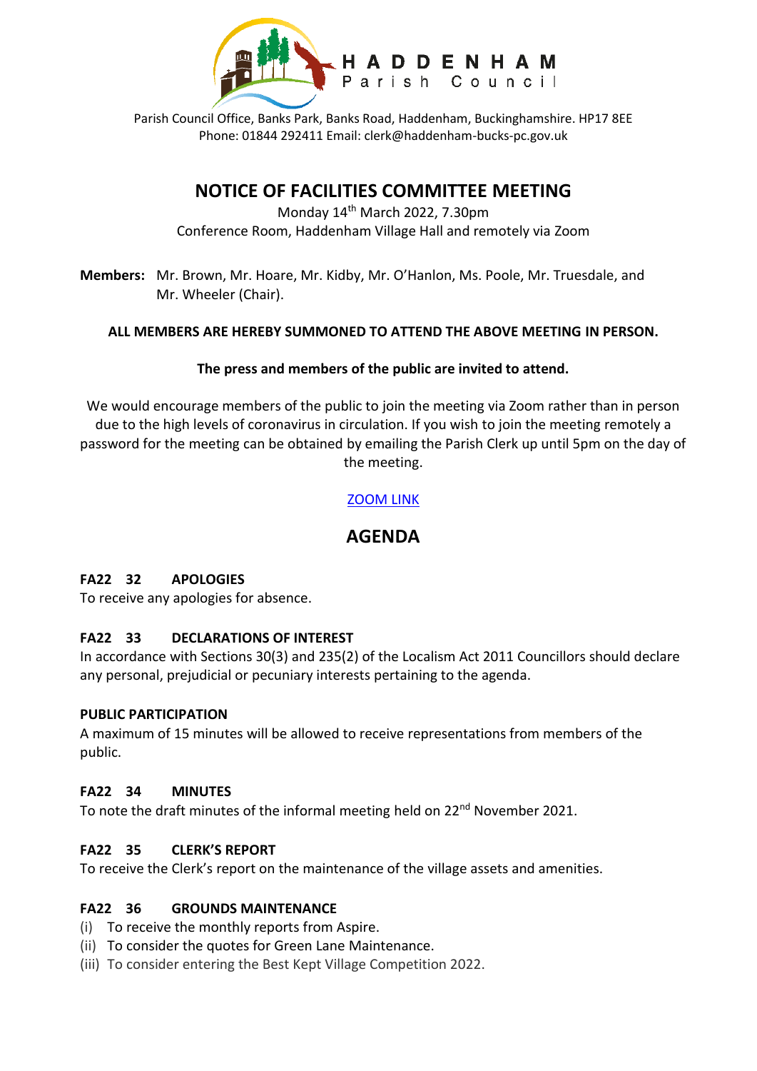HADDENHAM Parish Council

Parish Council Office, Banks Park, Banks Road, Haddenham, Buckinghamshire. HP17 8EE
Phone: 01844 292411 Email: clerk@haddenham-bucks-pc.gov.uk

# NOTICE OF FACILITIES COMMITTEE MEETING

Monday 14th March 2022, 7.30pm
Conference Room, Haddenham Village Hall and remotely via Zoom

**Members:** Mr. Brown, Mr. Hoare, Mr. Kidby, Mr. O'Hanlon, Ms. Poole, Mr. Truesdale, and Mr. Wheeler (Chair).

**ALL MEMBERS ARE HEREBY SUMMONED TO ATTEND THE ABOVE MEETING IN PERSON.**

**The press and members of the public are invited to attend.**

We would encourage members of the public to join the meeting via Zoom rather than in person due to the high levels of coronavirus in circulation. If you wish to join the meeting remotely a password for the meeting can be obtained by emailing the Parish Clerk up until 5pm on the day of the meeting.

ZOOM LINK

## AGENDA

**FA22 32 APOLOGIES**
To receive any apologies for absence.

**FA22 33 DECLARATIONS OF INTEREST**
In accordance with Sections 30(3) and 235(2) of the Localism Act 2011 Councillors should declare any personal, prejudicial or pecuniary interests pertaining to the agenda.

**PUBLIC PARTICIPATION**
A maximum of 15 minutes will be allowed to receive representations from members of the public.

**FA22 34 MINUTES**
To note the draft minutes of the informal meeting held on 22nd November 2021.

**FA22 35 CLERK'S REPORT**
To receive the Clerk's report on the maintenance of the village assets and amenities.

**FA22 36 GROUNDS MAINTENANCE**
(i) To receive the monthly reports from Aspire.
(ii) To consider the quotes for Green Lane Maintenance.
(iii) To consider entering the Best Kept Village Competition 2022.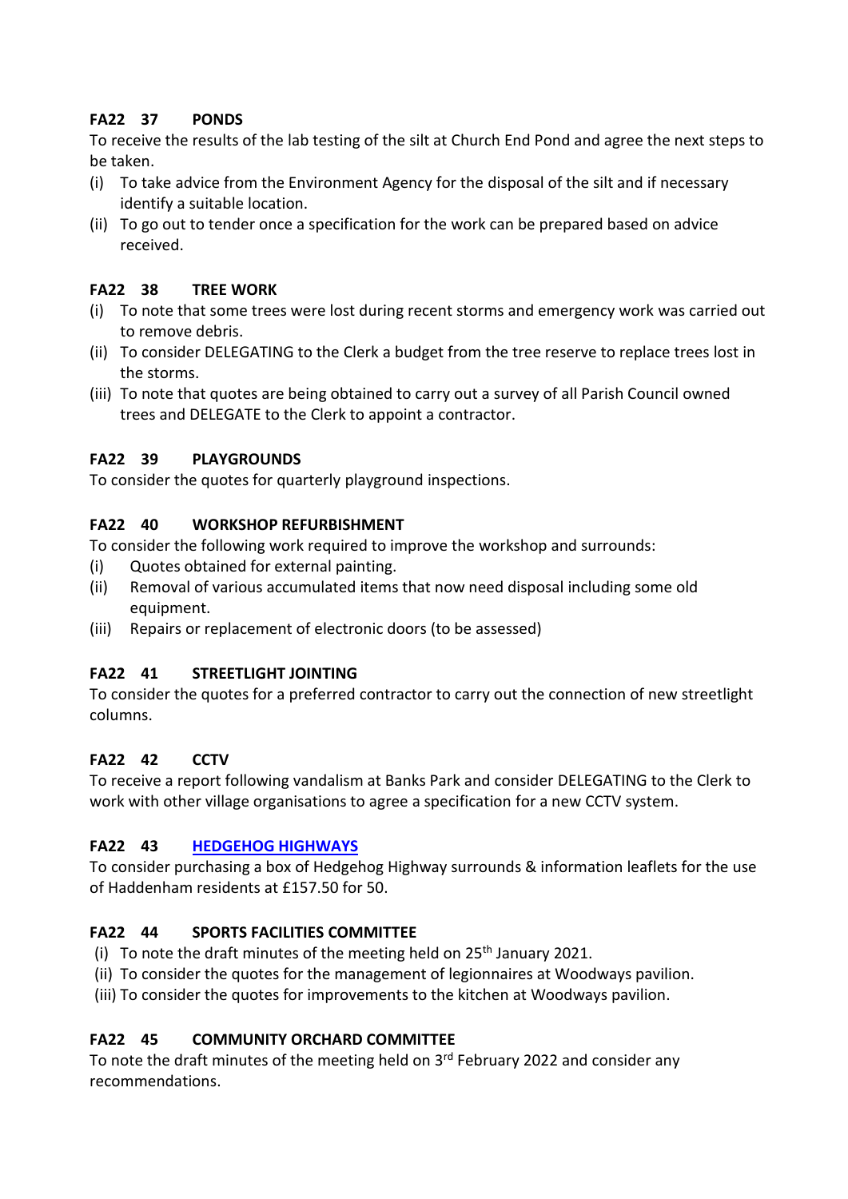### FA22 37 PONDS

To receive the results of the lab testing of the silt at Church End Pond and agree the next steps to be taken.

(i) To take advice from the Environment Agency for the disposal of the silt and if necessary identify a suitable location.
(ii) To go out to tender once a specification for the work can be prepared based on advice received.

### FA22 38 TREE WORK

(i) To note that some trees were lost during recent storms and emergency work was carried out to remove debris.
(ii) To consider DELEGATING to the Clerk a budget from the tree reserve to replace trees lost in the storms.
(iii) To note that quotes are being obtained to carry out a survey of all Parish Council owned trees and DELEGATE to the Clerk to appoint a contractor.

### FA22 39 PLAYGROUNDS

To consider the quotes for quarterly playground inspections.

### FA22 40 WORKSHOP REFURBISHMENT

To consider the following work required to improve the workshop and surrounds:

(i) Quotes obtained for external painting.
(ii) Removal of various accumulated items that now need disposal including some old equipment.
(iii) Repairs or replacement of electronic doors (to be assessed)

### FA22 41 STREETLIGHT JOINTING

To consider the quotes for a preferred contractor to carry out the connection of new streetlight columns.

### FA22 42 CCTV

To receive a report following vandalism at Banks Park and consider DELEGATING to the Clerk to work with other village organisations to agree a specification for a new CCTV system.

### FA22 43 HEDGEHOG HIGHWAYS

To consider purchasing a box of Hedgehog Highway surrounds & information leaflets for the use of Haddenham residents at £157.50 for 50.

### FA22 44 SPORTS FACILITIES COMMITTEE

(i) To note the draft minutes of the meeting held on 25th January 2021.
(ii) To consider the quotes for the management of legionnaires at Woodways pavilion.
(iii) To consider the quotes for improvements to the kitchen at Woodways pavilion.

### FA22 45 COMMUNITY ORCHARD COMMITTEE

To note the draft minutes of the meeting held on 3rd February 2022 and consider any recommendations.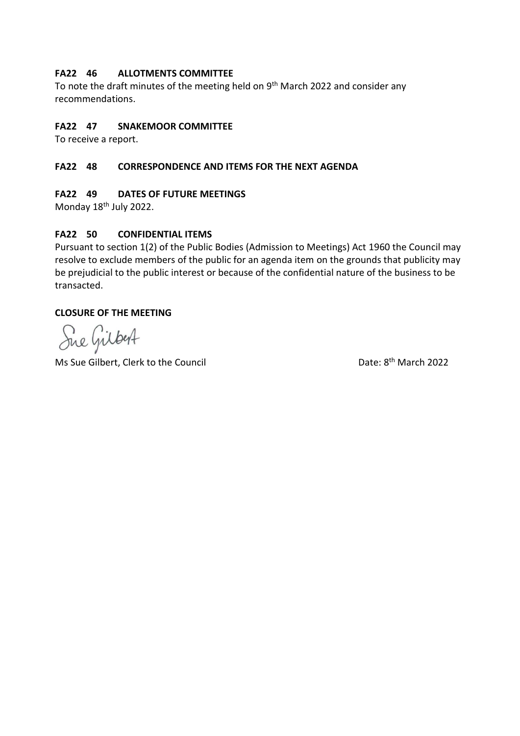**FA22 46 ALLOTMENTS COMMITTEE**

To note the draft minutes of the meeting held on 9th March 2022 and consider any recommendations.

**FA22 47 SNAKEMOOR COMMITTEE**

To receive a report.

**FA22 48 CORRESPONDENCE AND ITEMS FOR THE NEXT AGENDA**

**FA22 49 DATES OF FUTURE MEETINGS**

Monday 18th July 2022.

**FA22 50 CONFIDENTIAL ITEMS**

Pursuant to section 1(2) of the Public Bodies (Admission to Meetings) Act 1960 the Council may resolve to exclude members of the public for an agenda item on the grounds that publicity may be prejudicial to the public interest or because of the confidential nature of the business to be transacted.

**CLOSURE OF THE MEETING**

Sue Gilbert

Ms Sue Gilbert, Clerk to the Council

Date: 8th March 2022